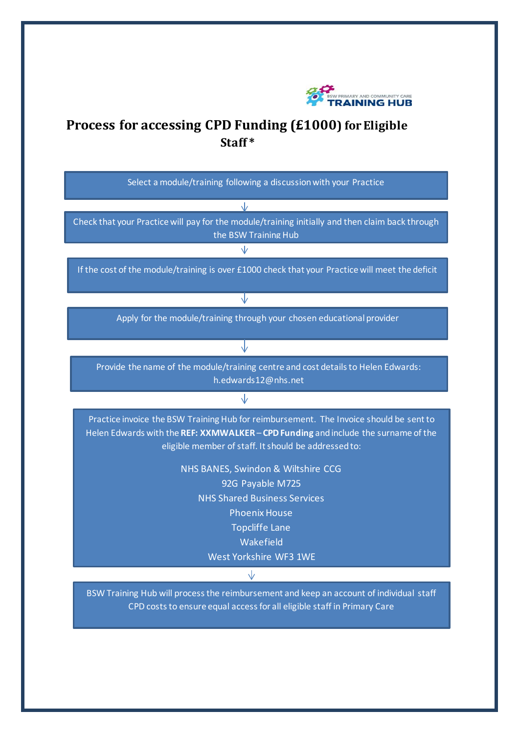BSW PRIMARY AND COMMUNITY CARE TRAINING HUB

# Process for accessing CPD Funding (£1000) for Eligible Staff*

Select a module/training following a discussion with your Practice

↓

Check that your Practice will pay for the module/training initially and then claim back through the BSW Training Hub

↓

If the cost of the module/training is over £1000 check that your Practice will meet the deficit

↓

Apply for the module/training through your chosen educational provider

↓

Provide the name of the module/training centre and cost details to Helen Edwards: h.edwards12@nhs.net

↓

Practice invoice the BSW Training Hub for reimbursement. The Invoice should be sent to Helen Edwards with the **REF: XXMWALKER** – **CPD Funding** and include the surname of the eligible member of staff. It should be addressed to:

NHS BANES, Swindon & Wiltshire CCG
92G Payable M725
NHS Shared Business Services
Phoenix House
Topcliffe Lane
Wakefield
West Yorkshire WF3 1WE

↓

BSW Training Hub will process the reimbursement and keep an account of individual staff CPD costs to ensure equal access for all eligible staff in Primary Care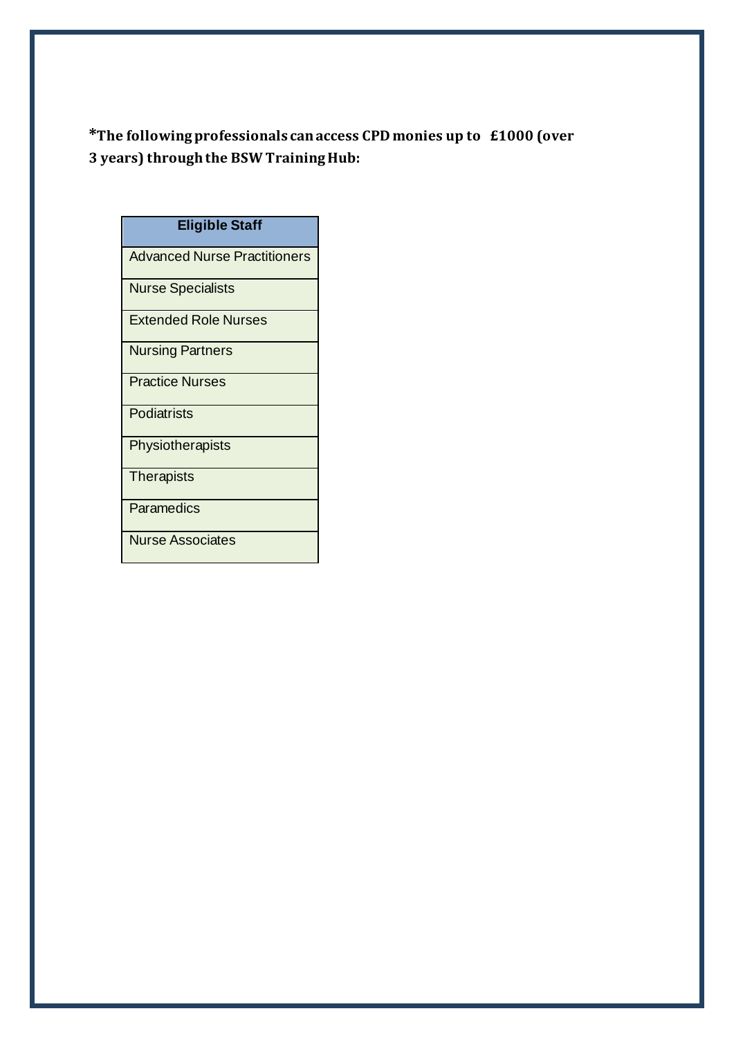***The following professionals can access CPD monies up to £1000 (over 3 years) through the BSW Training Hub:**

| Eligible Staff |
|---|
| Advanced Nurse Practitioners |
| Nurse Specialists |
| Extended Role Nurses |
| Nursing Partners |
| Practice Nurses |
| Podiatrists |
| Physiotherapists |
| Therapists |
| Paramedics |
| Nurse Associates |